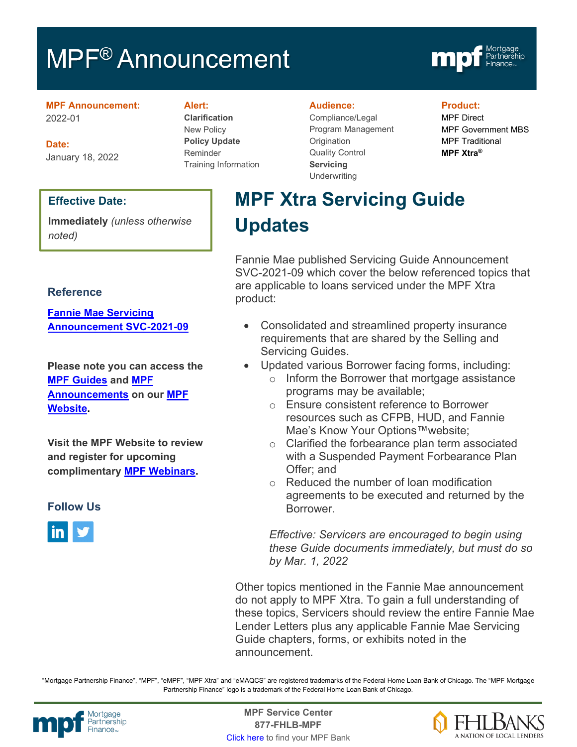# MPF® Announcement

**MPF Announcement:**
2022-01

**Date:**
January 18, 2022

**Alert:**
**Clarification**
New Policy
**Policy Update**
Reminder
Training Information

**Audience:**
Compliance/Legal
Program Management
Origination
Quality Control
**Servicing**
Underwriting

**Product:**
MPF Direct
MPF Government MBS
MPF Traditional
**MPF Xtra®**

**Effective Date:**

**Immediately** *(unless otherwise noted)*

## Reference

[Fannie Mae Servicing Announcement SVC-2021-09]

**Please note you can access the MPF Guides and MPF Announcements on our MPF Website.**

**Visit the MPF Website to review and register for upcoming complimentary MPF Webinars.**

## Follow Us

# MPF Xtra Servicing Guide Updates

Fannie Mae published Servicing Guide Announcement SVC-2021-09 which cover the below referenced topics that are applicable to loans serviced under the MPF Xtra product:

- Consolidated and streamlined property insurance requirements that are shared by the Selling and Servicing Guides.
- Updated various Borrower facing forms, including:
  - Inform the Borrower that mortgage assistance programs may be available;
  - Ensure consistent reference to Borrower resources such as CFPB, HUD, and Fannie Mae's Know Your Options™website;
  - Clarified the forbearance plan term associated with a Suspended Payment Forbearance Plan Offer; and
  - Reduced the number of loan modification agreements to be executed and returned by the Borrower.

  *Effective: Servicers are encouraged to begin using these Guide documents immediately, but must do so by Mar. 1, 2022*

Other topics mentioned in the Fannie Mae announcement do not apply to MPF Xtra. To gain a full understanding of these topics, Servicers should review the entire Fannie Mae Lender Letters plus any applicable Fannie Mae Servicing Guide chapters, forms, or exhibits noted in the announcement.

"Mortgage Partnership Finance", "MPF", "eMPF", "MPF Xtra" and "eMAQCS" are registered trademarks of the Federal Home Loan Bank of Chicago. The "MPF Mortgage Partnership Finance" logo is a trademark of the Federal Home Loan Bank of Chicago.

**MPF Service Center**
**877-FHLB-MPF**
Click here to find your MPF Bank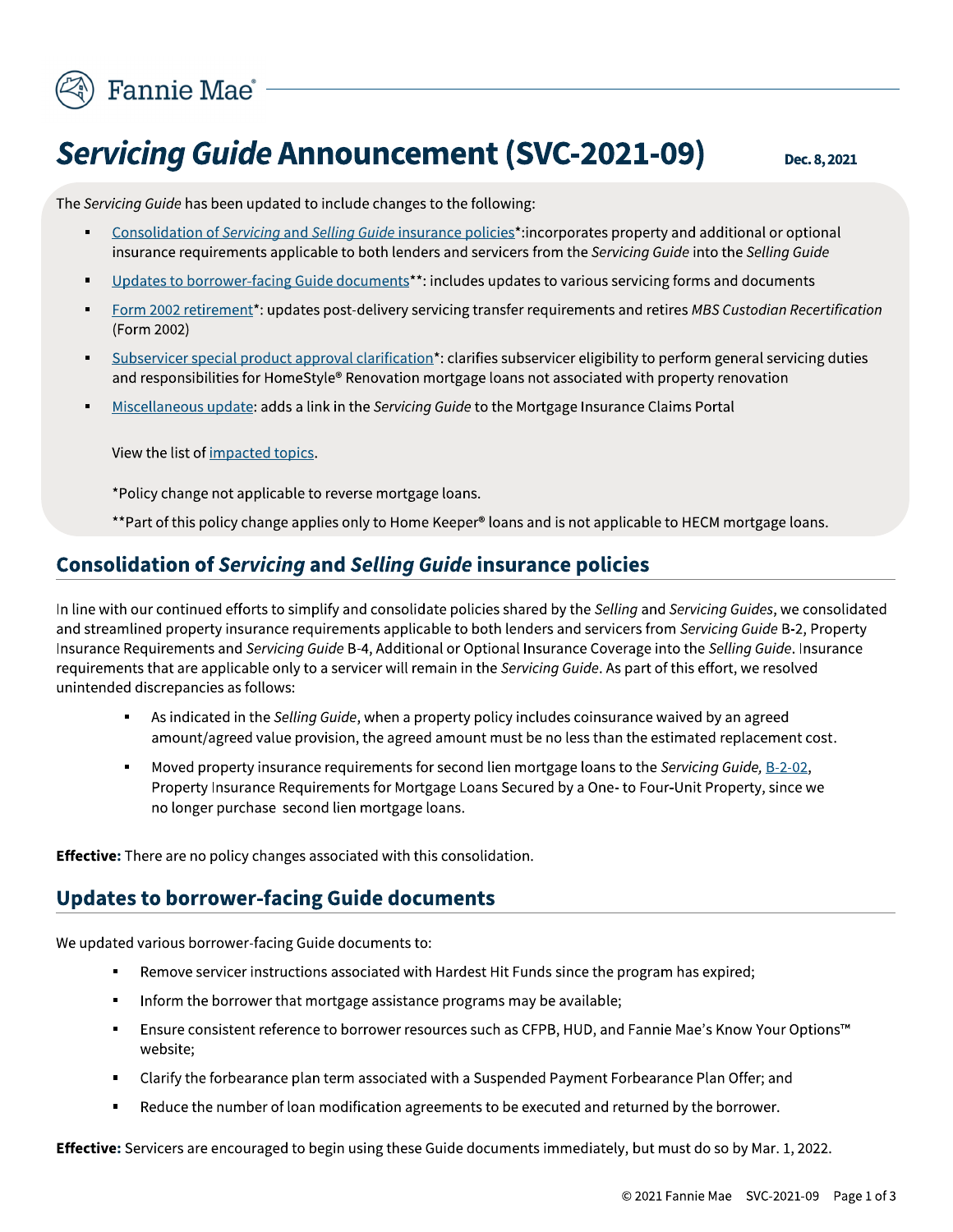Fannie Mae

# *Servicing Guide* Announcement (SVC-2021-09)

**Dec. 8, 2021**

The *Servicing Guide* has been updated to include changes to the following:

- Consolidation of *Servicing* and *Selling Guide* insurance policies*:incorporates property and additional or optional insurance requirements applicable to both lenders and servicers from the *Servicing Guide* into the *Selling Guide*
- Updates to borrower-facing Guide documents**: includes updates to various servicing forms and documents
- Form 2002 retirement*: updates post-delivery servicing transfer requirements and retires *MBS Custodian Recertification* (Form 2002)
- Subservicer special product approval clarification*: clarifies subservicer eligibility to perform general servicing duties and responsibilities for HomeStyle® Renovation mortgage loans not associated with property renovation
- Miscellaneous update: adds a link in the *Servicing Guide* to the Mortgage Insurance Claims Portal

View the list of impacted topics.

*Policy change not applicable to reverse mortgage loans.

**Part of this policy change applies only to Home Keeper® loans and is not applicable to HECM mortgage loans.

## Consolidation of *Servicing* and *Selling Guide* insurance policies

In line with our continued efforts to simplify and consolidate policies shared by the *Selling* and *Servicing Guides*, we consolidated and streamlined property insurance requirements applicable to both lenders and servicers from *Servicing Guide* B-2, Property Insurance Requirements and *Servicing Guide* B-4, Additional or Optional Insurance Coverage into the *Selling Guide*. Insurance requirements that are applicable only to a servicer will remain in the *Servicing Guide*. As part of this effort, we resolved unintended discrepancies as follows:

- As indicated in the *Selling Guide*, when a property policy includes coinsurance waived by an agreed amount/agreed value provision, the agreed amount must be no less than the estimated replacement cost.
- Moved property insurance requirements for second lien mortgage loans to the *Servicing Guide,* B-2-02, Property Insurance Requirements for Mortgage Loans Secured by a One- to Four-Unit Property, since we no longer purchase second lien mortgage loans.

**Effective:** There are no policy changes associated with this consolidation.

## Updates to borrower-facing Guide documents

We updated various borrower-facing Guide documents to:

- Remove servicer instructions associated with Hardest Hit Funds since the program has expired;
- Inform the borrower that mortgage assistance programs may be available;
- Ensure consistent reference to borrower resources such as CFPB, HUD, and Fannie Mae's Know Your Options™ website;
- Clarify the forbearance plan term associated with a Suspended Payment Forbearance Plan Offer; and
- Reduce the number of loan modification agreements to be executed and returned by the borrower.

**Effective:** Servicers are encouraged to begin using these Guide documents immediately, but must do so by Mar. 1, 2022.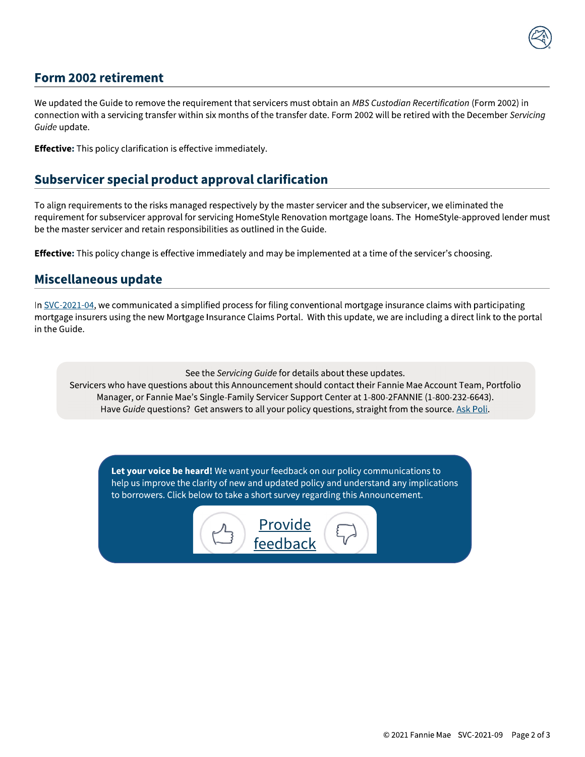## Form 2002 retirement

We updated the Guide to remove the requirement that servicers must obtain an *MBS Custodian Recertification* (Form 2002) in connection with a servicing transfer within six months of the transfer date. Form 2002 will be retired with the December *Servicing Guide* update.

**Effective:** This policy clarification is effective immediately.

## Subservicer special product approval clarification

To align requirements to the risks managed respectively by the master servicer and the subservicer, we eliminated the requirement for subservicer approval for servicing HomeStyle Renovation mortgage loans. The HomeStyle-approved lender must be the master servicer and retain responsibilities as outlined in the Guide.

**Effective:** This policy change is effective immediately and may be implemented at a time of the servicer's choosing.

## Miscellaneous update

In SVC-2021-04, we communicated a simplified process for filing conventional mortgage insurance claims with participating mortgage insurers using the new Mortgage Insurance Claims Portal. With this update, we are including a direct link to the portal in the Guide.

See the *Servicing Guide* for details about these updates.
Servicers who have questions about this Announcement should contact their Fannie Mae Account Team, Portfolio Manager, or Fannie Mae's Single-Family Servicer Support Center at 1-800-2FANNIE (1-800-232-6643).
Have *Guide* questions? Get answers to all your policy questions, straight from the source. Ask Poli.

**Let your voice be heard!** We want your feedback on our policy communications to help us improve the clarity of new and updated policy and understand any implications to borrowers. Click below to take a short survey regarding this Announcement.

Provide feedback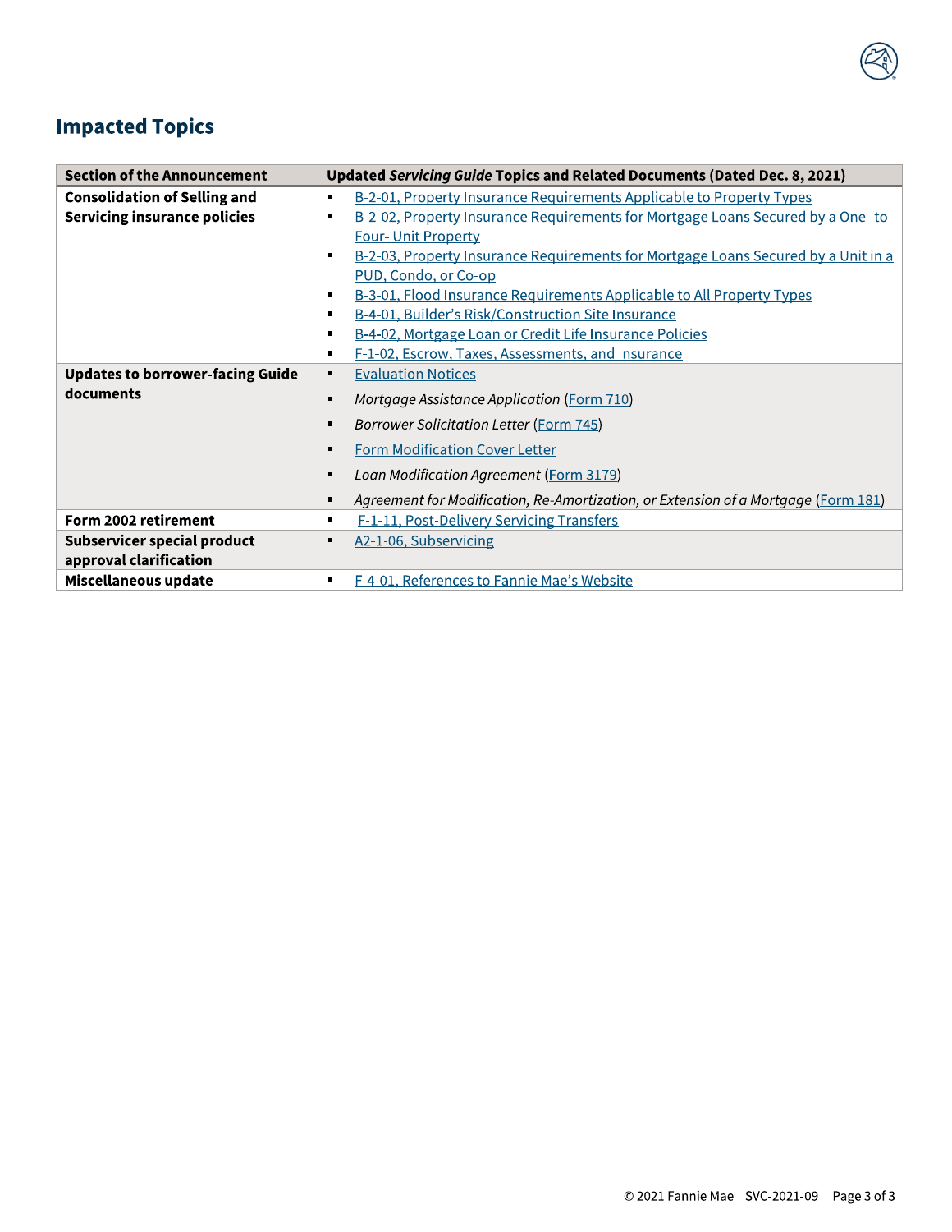## Impacted Topics

| Section of the Announcement | Updated *Servicing Guide* Topics and Related Documents (Dated Dec. 8, 2021) |
|---|---|
| **Consolidation of Selling and Servicing insurance policies** | ▪ B-2-01, Property Insurance Requirements Applicable to Property Types<br>▪ B-2-02, Property Insurance Requirements for Mortgage Loans Secured by a One- to Four- Unit Property<br>▪ B-2-03, Property Insurance Requirements for Mortgage Loans Secured by a Unit in a PUD, Condo, or Co-op<br>▪ B-3-01, Flood Insurance Requirements Applicable to All Property Types<br>▪ B-4-01, Builder's Risk/Construction Site Insurance<br>▪ B-4-02, Mortgage Loan or Credit Life Insurance Policies<br>▪ F-1-02, Escrow, Taxes, Assessments, and Insurance |
| **Updates to borrower-facing Guide documents** | ▪ Evaluation Notices<br>▪ *Mortgage Assistance Application* (Form 710)<br>▪ *Borrower Solicitation Letter* (Form 745)<br>▪ Form Modification Cover Letter<br>▪ *Loan Modification Agreement* (Form 3179)<br>▪ *Agreement for Modification, Re-Amortization, or Extension of a Mortgage* (Form 181) |
| **Form 2002 retirement** | ▪ F-1-11, Post-Delivery Servicing Transfers |
| **Subservicer special product approval clarification** | ▪ A2-1-06, Subservicing |
| **Miscellaneous update** | ▪ F-4-01, References to Fannie Mae's Website |